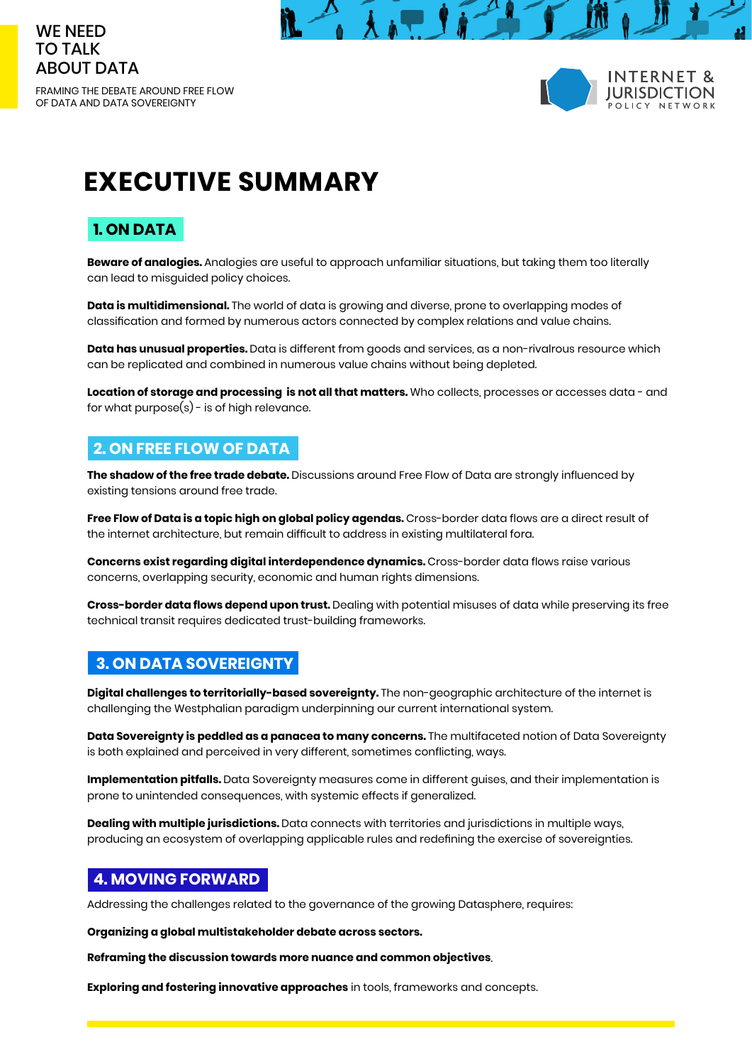WE NEED TO TALK ABOUT DATA

FRAMING THE DEBATE AROUND FREE FLOW OF DATA AND DATA SOVEREIGNTY

INTERNET & JURISDICTION POLICY NETWORK

# EXECUTIVE SUMMARY

## 1. ON DATA

**Beware of analogies.** Analogies are useful to approach unfamiliar situations, but taking them too literally can lead to misguided policy choices.

**Data is multidimensional.** The world of data is growing and diverse, prone to overlapping modes of classification and formed by numerous actors connected by complex relations and value chains.

**Data has unusual properties.** Data is different from goods and services, as a non-rivalrous resource which can be replicated and combined in numerous value chains without being depleted.

**Location of storage and processing is not all that matters.** Who collects, processes or accesses data - and for what purpose(s) - is of high relevance.

## 2. ON FREE FLOW OF DATA

**The shadow of the free trade debate.** Discussions around Free Flow of Data are strongly influenced by existing tensions around free trade.

**Free Flow of Data is a topic high on global policy agendas.** Cross-border data flows are a direct result of the internet architecture, but remain difficult to address in existing multilateral fora.

**Concerns exist regarding digital interdependence dynamics.** Cross-border data flows raise various concerns, overlapping security, economic and human rights dimensions.

**Cross-border data flows depend upon trust.** Dealing with potential misuses of data while preserving its free technical transit requires dedicated trust-building frameworks.

## 3. ON DATA SOVEREIGNTY

**Digital challenges to territorially-based sovereignty.** The non-geographic architecture of the internet is challenging the Westphalian paradigm underpinning our current international system.

**Data Sovereignty is peddled as a panacea to many concerns.** The multifaceted notion of Data Sovereignty is both explained and perceived in very different, sometimes conflicting, ways.

**Implementation pitfalls.** Data Sovereignty measures come in different guises, and their implementation is prone to unintended consequences, with systemic effects if generalized.

**Dealing with multiple jurisdictions.** Data connects with territories and jurisdictions in multiple ways, producing an ecosystem of overlapping applicable rules and redefining the exercise of sovereignties.

## 4. MOVING FORWARD

Addressing the challenges related to the governance of the growing Datasphere, requires:

**Organizing a global multistakeholder debate across sectors.**

**Reframing the discussion towards more nuance and common objectives**.

**Exploring and fostering innovative approaches** in tools, frameworks and concepts.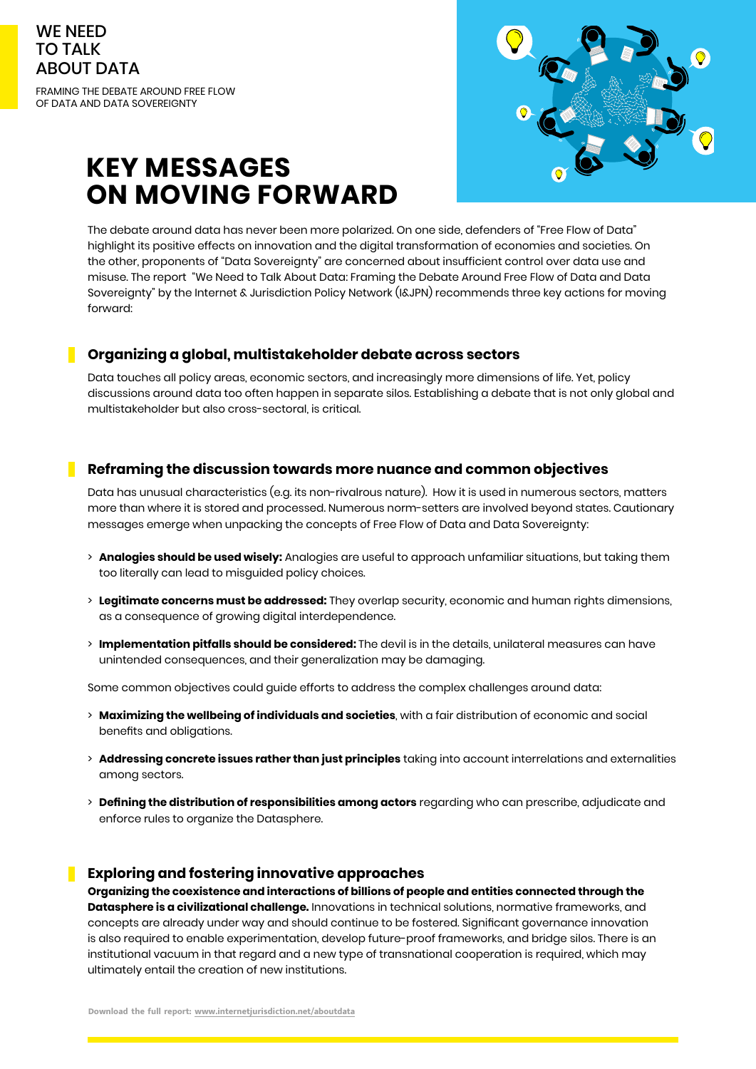WE NEED TO TALK ABOUT DATA

FRAMING THE DEBATE AROUND FREE FLOW OF DATA AND DATA SOVEREIGNTY

# KEY MESSAGES ON MOVING FORWARD

The debate around data has never been more polarized. On one side, defenders of "Free Flow of Data" highlight its positive effects on innovation and the digital transformation of economies and societies. On the other, proponents of "Data Sovereignty" are concerned about insufficient control over data use and misuse. The report "We Need to Talk About Data: Framing the Debate Around Free Flow of Data and Data Sovereignty" by the Internet & Jurisdiction Policy Network (I&JPN) recommends three key actions for moving forward:

## Organizing a global, multistakeholder debate across sectors

Data touches all policy areas, economic sectors, and increasingly more dimensions of life. Yet, policy discussions around data too often happen in separate silos. Establishing a debate that is not only global and multistakeholder but also cross-sectoral, is critical.

## Reframing the discussion towards more nuance and common objectives

Data has unusual characteristics (e.g. its non-rivalrous nature). How it is used in numerous sectors, matters more than where it is stored and processed. Numerous norm-setters are involved beyond states. Cautionary messages emerge when unpacking the concepts of Free Flow of Data and Data Sovereignty:

- **Analogies should be used wisely:** Analogies are useful to approach unfamiliar situations, but taking them too literally can lead to misguided policy choices.
- **Legitimate concerns must be addressed:** They overlap security, economic and human rights dimensions, as a consequence of growing digital interdependence.
- **Implementation pitfalls should be considered:** The devil is in the details, unilateral measures can have unintended consequences, and their generalization may be damaging.

Some common objectives could guide efforts to address the complex challenges around data:

- **Maximizing the wellbeing of individuals and societies**, with a fair distribution of economic and social benefits and obligations.
- **Addressing concrete issues rather than just principles** taking into account interrelations and externalities among sectors.
- **Defining the distribution of responsibilities among actors** regarding who can prescribe, adjudicate and enforce rules to organize the Datasphere.

## Exploring and fostering innovative approaches

**Organizing the coexistence and interactions of billions of people and entities connected through the Datasphere is a civilizational challenge.** Innovations in technical solutions, normative frameworks, and concepts are already under way and should continue to be fostered. Significant governance innovation is also required to enable experimentation, develop future-proof frameworks, and bridge silos. There is an institutional vacuum in that regard and a new type of transnational cooperation is required, which may ultimately entail the creation of new institutions.

Download the full report: www.internetjurisdiction.net/aboutdata